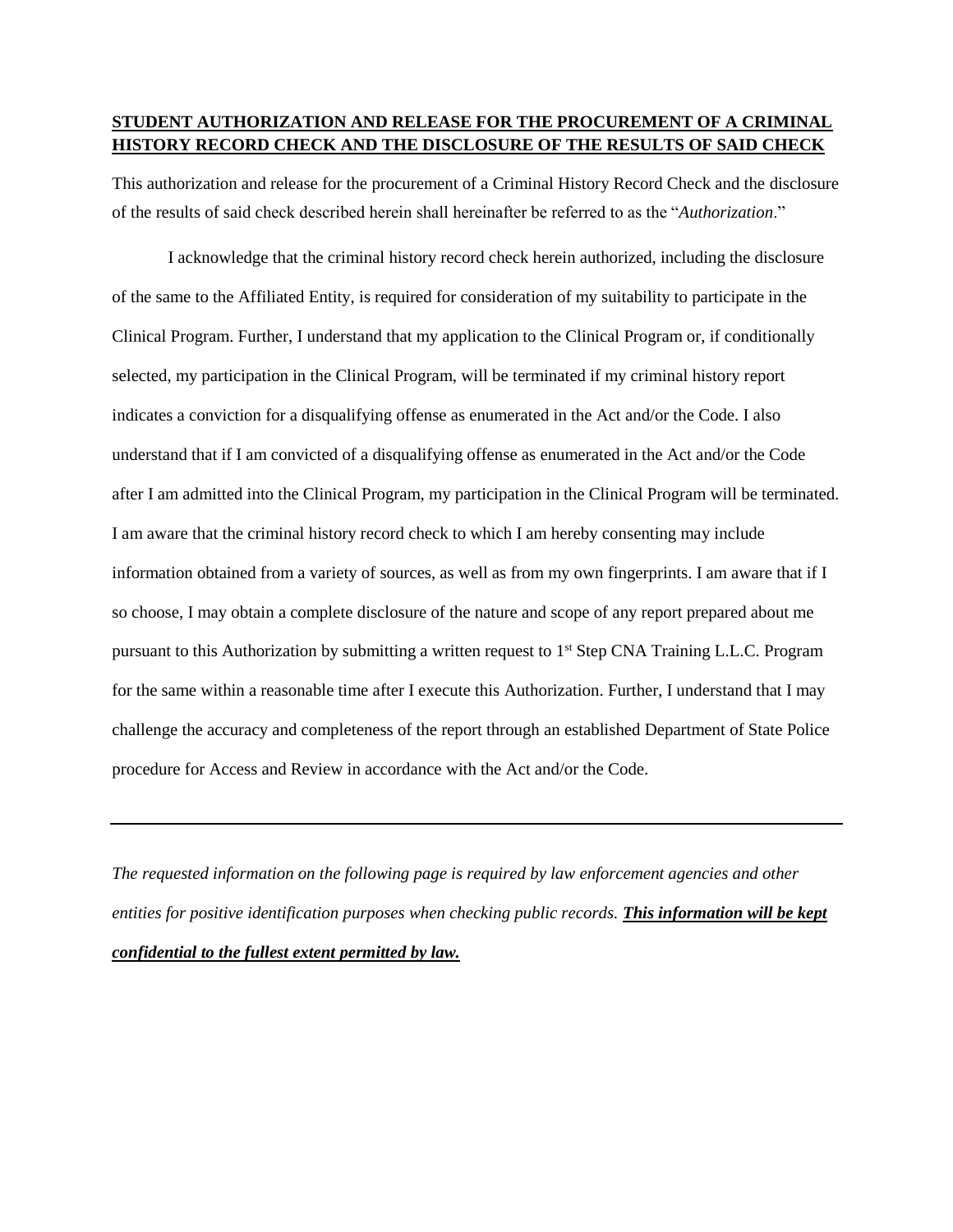**STUDENT AUTHORIZATION AND RELEASE FOR THE PROCUREMENT OF A CRIMINAL HISTORY RECORD CHECK AND THE DISCLOSURE OF THE RESULTS OF SAID CHECK**

This authorization and release for the procurement of a Criminal History Record Check and the disclosure of the results of said check described herein shall hereinafter be referred to as the "*Authorization*."

I acknowledge that the criminal history record check herein authorized, including the disclosure of the same to the Affiliated Entity, is required for consideration of my suitability to participate in the Clinical Program. Further, I understand that my application to the Clinical Program or, if conditionally selected, my participation in the Clinical Program, will be terminated if my criminal history report indicates a conviction for a disqualifying offense as enumerated in the Act and/or the Code. I also understand that if I am convicted of a disqualifying offense as enumerated in the Act and/or the Code after I am admitted into the Clinical Program, my participation in the Clinical Program will be terminated. I am aware that the criminal history record check to which I am hereby consenting may include information obtained from a variety of sources, as well as from my own fingerprints. I am aware that if I so choose, I may obtain a complete disclosure of the nature and scope of any report prepared about me pursuant to this Authorization by submitting a written request to 1st Step CNA Training L.L.C. Program for the same within a reasonable time after I execute this Authorization. Further, I understand that I may challenge the accuracy and completeness of the report through an established Department of State Police procedure for Access and Review in accordance with the Act and/or the Code.

---

*The requested information on the following page is required by law enforcement agencies and other entities for positive identification purposes when checking public records.* ***This information will be kept confidential to the fullest extent permitted by law.***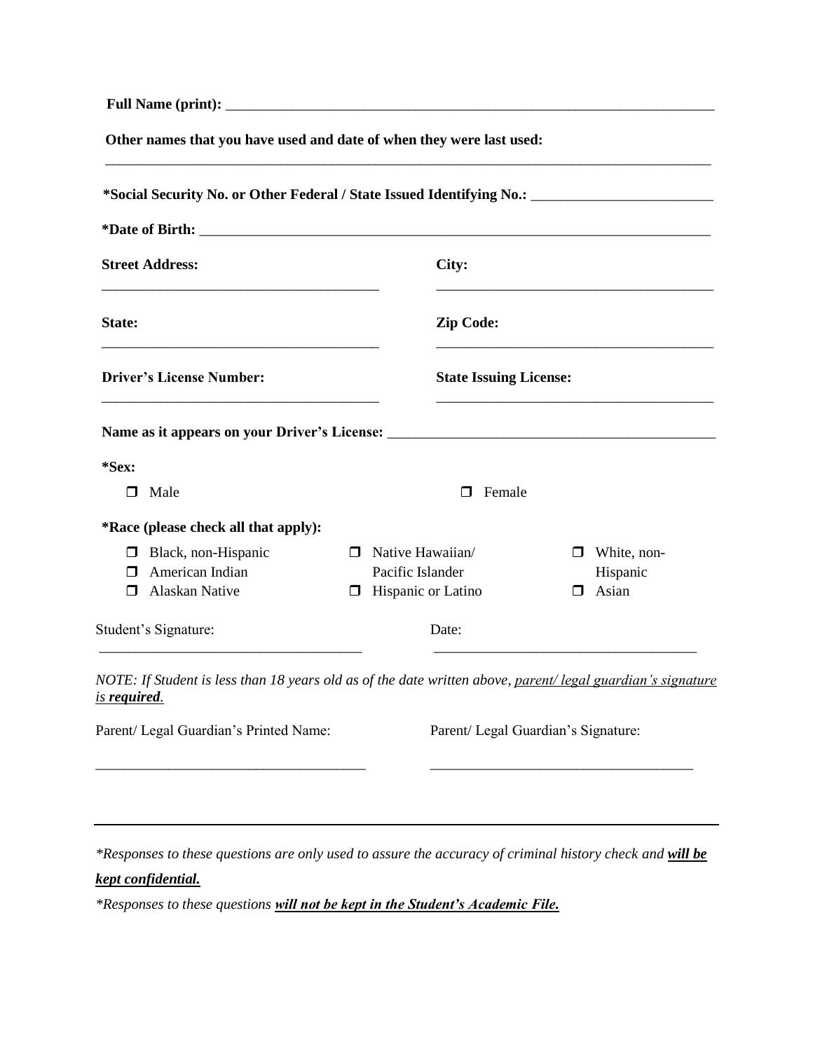**Full Name (print):** ______________________________________________________________________

**Other names that you have used and date of when they were last used:**

____________________________________________________________________________________

**\*Social Security No. or Other Federal / State Issued Identifying No.:** ________________________

**\*Date of Birth:** __________________________________________________________________________

**Street Address:** ________________________________________

**City:** ________________________________________

**State:** ________________________________________

**Zip Code:** ________________________________________

**Driver's License Number:** ________________________________________

**State Issuing License:** ________________________________________

**Name as it appears on your Driver's License:** ____________________________________________

**\*Sex:**

- ❒ Male
- ❒ Female

**\*Race (please check all that apply):**

- ❒ Black, non-Hispanic
- ❒ American Indian
- ❒ Alaskan Native
- ❒ Native Hawaiian/ Pacific Islander
- ❒ Hispanic or Latino
- ❒ White, non-Hispanic
- ❒ Asian

Student's Signature: ____________________________________

Date: ____________________________________

*NOTE: If Student is less than 18 years old as of the date written above, <u>parent/ legal guardian's signature is **required**</u>.*

Parent/ Legal Guardian's Printed Name: ____________________________________

Parent/ Legal Guardian's Signature: ____________________________________

---

*\*Responses to these questions are only used to assure the accuracy of criminal history check and <u>**will be kept confidential.**</u>*

*\*Responses to these questions <u>**will not be kept in the Student's Academic File.**</u>*